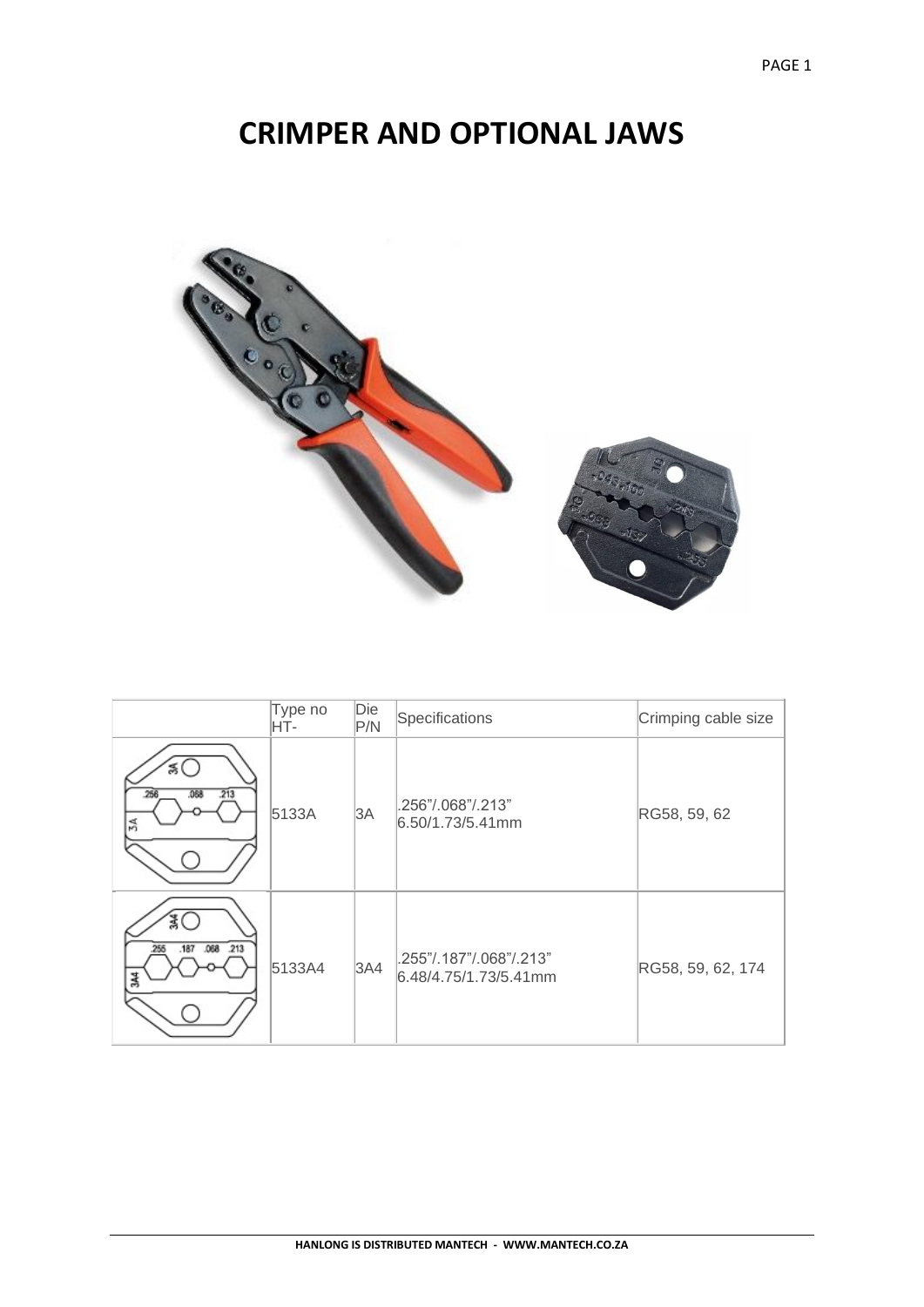# CRIMPER AND OPTIONAL JAWS

| | Type no HT- | Die P/N | Specifications | Crimping cable size |
|---|---|---|---|---|
| | 5133A | 3A | .256"/.068"/.213" 6.50/1.73/5.41mm | RG58, 59, 62 |
| | 5133A4 | 3A4 | .255"/.187"/.068"/.213" 6.48/4.75/1.73/5.41mm | RG58, 59, 62, 174 |

HANLONG IS DISTRIBUTED MANTECH - WWW.MANTECH.CO.ZA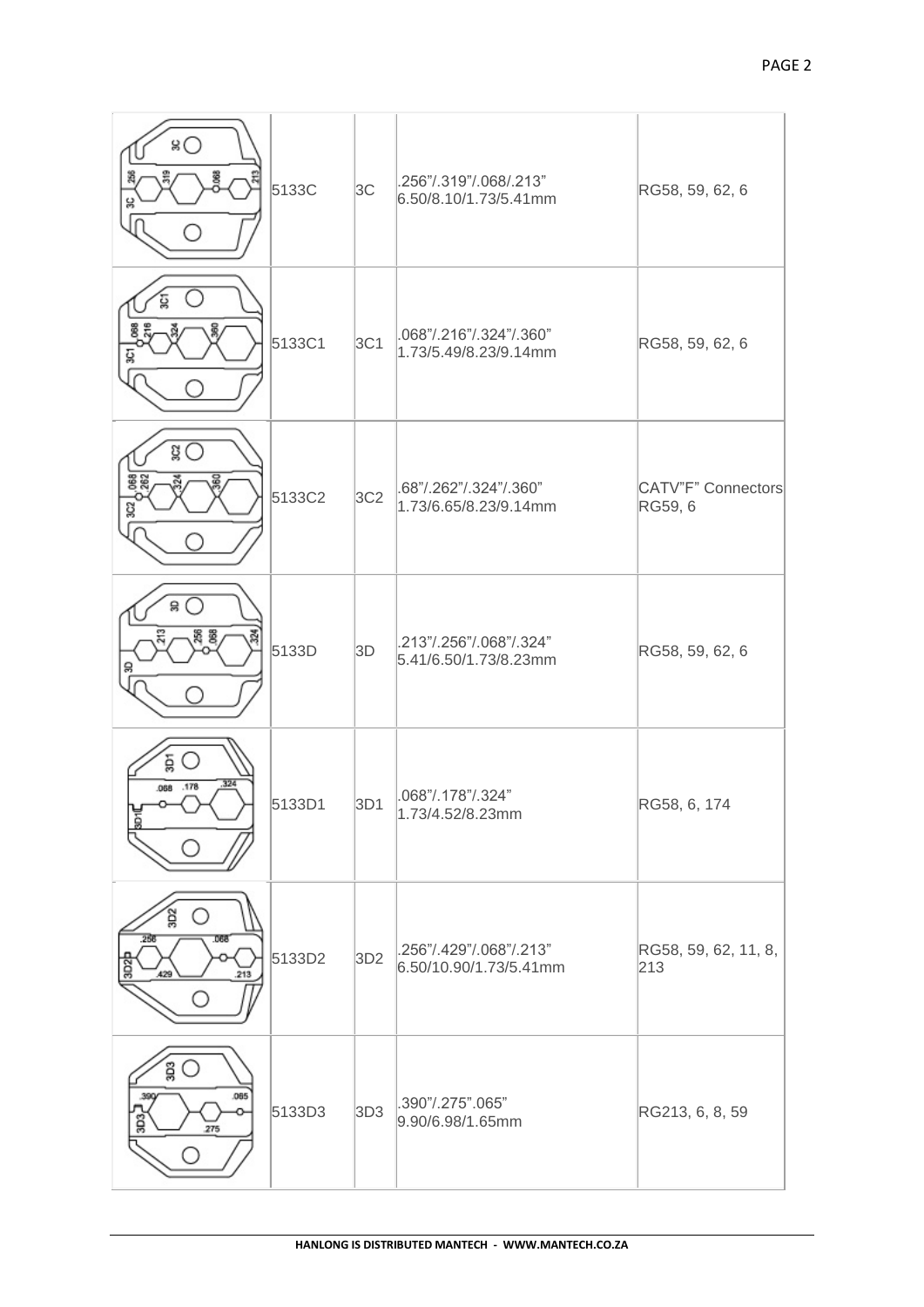| | | | | |
|---|---|---|---|---|
| | 5133C | 3C | .256"/.319"/.068/.213"<br>6.50/8.10/1.73/5.41mm | RG58, 59, 62, 6 |
| | 5133C1 | 3C1 | .068"/.216"/.324"/.360"<br>1.73/5.49/8.23/9.14mm | RG58, 59, 62, 6 |
| | 5133C2 | 3C2 | .68"/.262"/.324"/.360"<br>1.73/6.65/8.23/9.14mm | CATV"F" Connectors<br>RG59, 6 |
| | 5133D | 3D | .213"/.256"/.068"/.324"<br>5.41/6.50/1.73/8.23mm | RG58, 59, 62, 6 |
| | 5133D1 | 3D1 | .068"/.178"/.324"<br>1.73/4.52/8.23mm | RG58, 6, 174 |
| | 5133D2 | 3D2 | .256"/.429"/.068"/.213"<br>6.50/10.90/1.73/5.41mm | RG58, 59, 62, 11, 8, 213 |
| | 5133D3 | 3D3 | .390"/.275".065"<br>9.90/6.98/1.65mm | RG213, 6, 8, 59 |

**HANLONG IS DISTRIBUTED MANTECH - WWW.MANTECH.CO.ZA**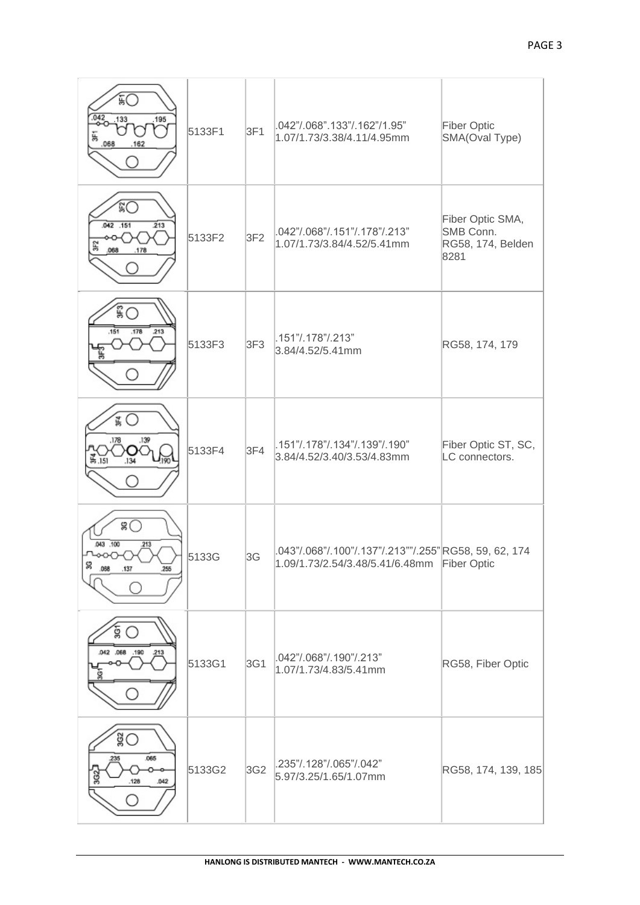| | | | | |
|---|---|---|---|---|
| | 5133F1 | 3F1 | .042"/.068".133"/.162"/1.95"<br>1.07/1.73/3.38/4.11/4.95mm | Fiber Optic SMA(Oval Type) |
| | 5133F2 | 3F2 | .042"/.068"/.151"/.178"/.213"<br>1.07/1.73/3.84/4.52/5.41mm | Fiber Optic SMA, SMB Conn. RG58, 174, Belden 8281 |
| | 5133F3 | 3F3 | .151"/.178"/.213"<br>3.84/4.52/5.41mm | RG58, 174, 179 |
| | 5133F4 | 3F4 | .151"/.178"/.134"/.139"/.190"<br>3.84/4.52/3.40/3.53/4.83mm | Fiber Optic ST, SC, LC connectors. |
| | 5133G | 3G | .043"/.068"/.100"/.137"/.213""/.255"<br>1.09/1.73/2.54/3.48/5.41/6.48mm | RG58, 59, 62, 174 Fiber Optic |
| | 5133G1 | 3G1 | .042"/.068"/.190"/.213"<br>1.07/1.73/4.83/5.41mm | RG58, Fiber Optic |
| | 5133G2 | 3G2 | .235"/.128"/.065"/.042"<br>5.97/3.25/1.65/1.07mm | RG58, 174, 139, 185 |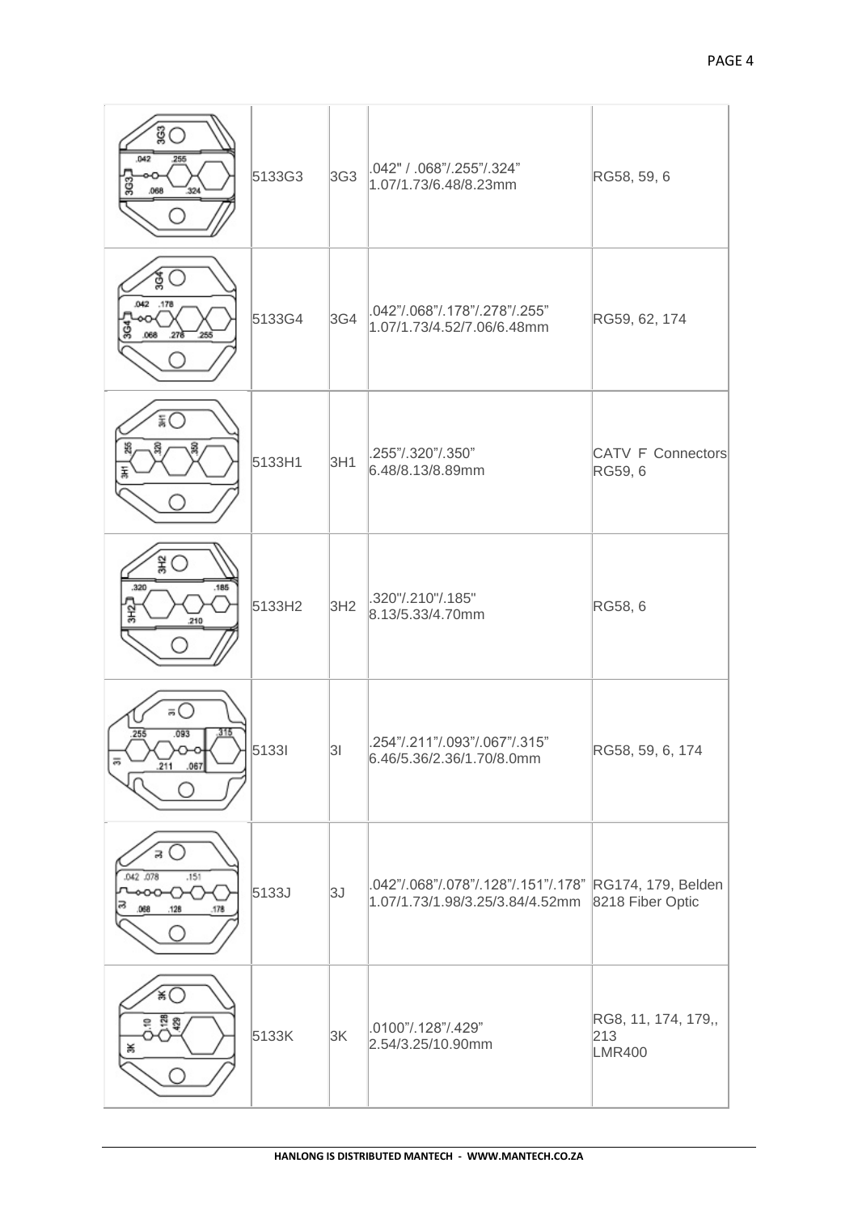| | | | | |
|---|---|---|---|---|
| | 5133G3 | 3G3 | .042" / .068"/.255"/.324"<br>1.07/1.73/6.48/8.23mm | RG58, 59, 6 |
| | 5133G4 | 3G4 | .042"/.068"/.178"/.278"/.255"<br>1.07/1.73/4.52/7.06/6.48mm | RG59, 62, 174 |
| | 5133H1 | 3H1 | .255"/.320"/.350"<br>6.48/8.13/8.89mm | CATV F Connectors<br>RG59, 6 |
| | 5133H2 | 3H2 | .320"/.210"/.185"<br>8.13/5.33/4.70mm | RG58, 6 |
| | 5133I | 3I | .254"/.211"/.093"/.067"/.315"<br>6.46/5.36/2.36/1.70/8.0mm | RG58, 59, 6, 174 |
| | 5133J | 3J | .042"/.068"/.078"/.128"/.151"/.178"<br>1.07/1.73/1.98/3.25/3.84/4.52mm | RG174, 179, Belden<br>8218 Fiber Optic |
| | 5133K | 3K | .0100"/.128"/.429"<br>2.54/3.25/10.90mm | RG8, 11, 174, 179,,<br>213<br>LMR400 |

HANLONG IS DISTRIBUTED MANTECH - WWW.MANTECH.CO.ZA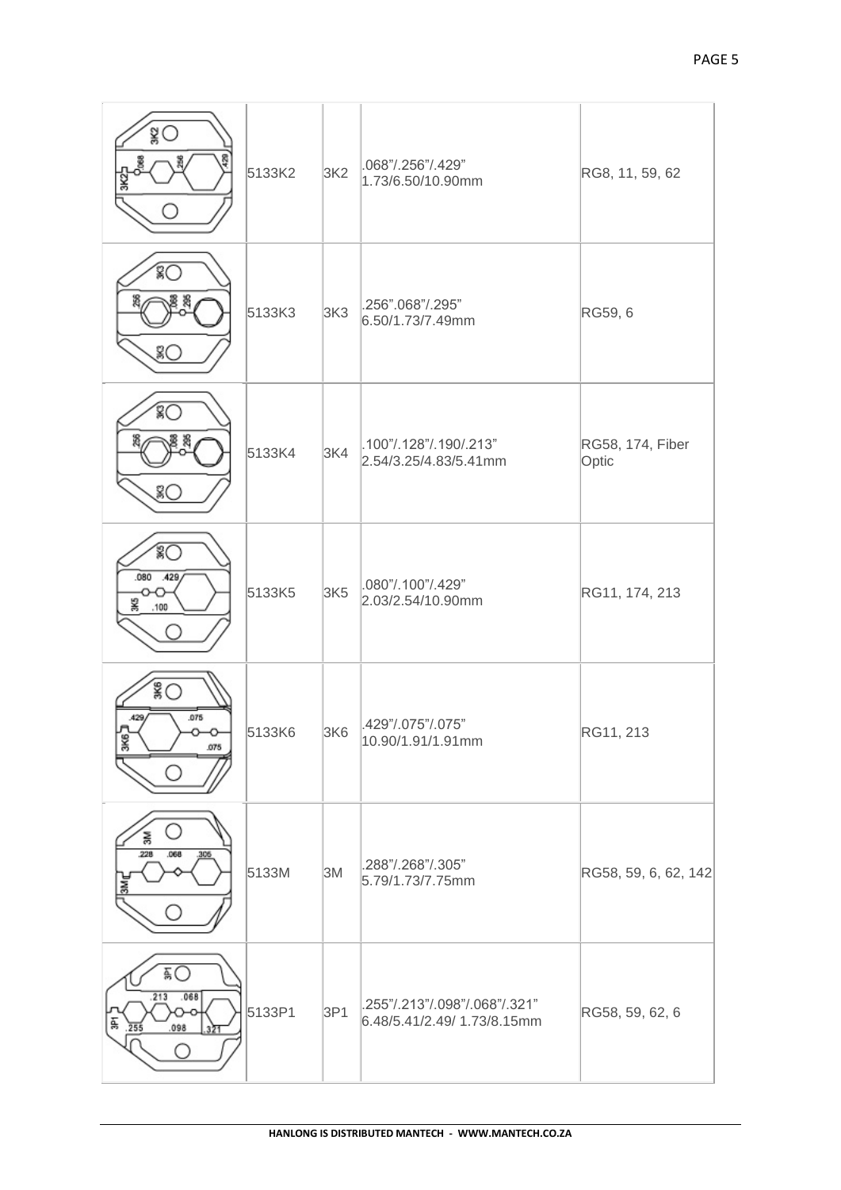| | | | | |
|---|---|---|---|---|
| | 5133K2 | 3K2 | .068"/.256"/.429"<br>1.73/6.50/10.90mm | RG8, 11, 59, 62 |
| | 5133K3 | 3K3 | .256".068"/.295"<br>6.50/1.73/7.49mm | RG59, 6 |
| | 5133K4 | 3K4 | .100"/.128"/.190/.213"<br>2.54/3.25/4.83/5.41mm | RG58, 174, Fiber Optic |
| | 5133K5 | 3K5 | .080"/.100"/.429"<br>2.03/2.54/10.90mm | RG11, 174, 213 |
| | 5133K6 | 3K6 | .429"/.075"/.075"<br>10.90/1.91/1.91mm | RG11, 213 |
| | 5133M | 3M | .288"/.268"/.305"<br>5.79/1.73/7.75mm | RG58, 59, 6, 62, 142 |
| | 5133P1 | 3P1 | .255"/.213"/.098"/.068"/.321"<br>6.48/5.41/2.49/ 1.73/8.15mm | RG58, 59, 62, 6 |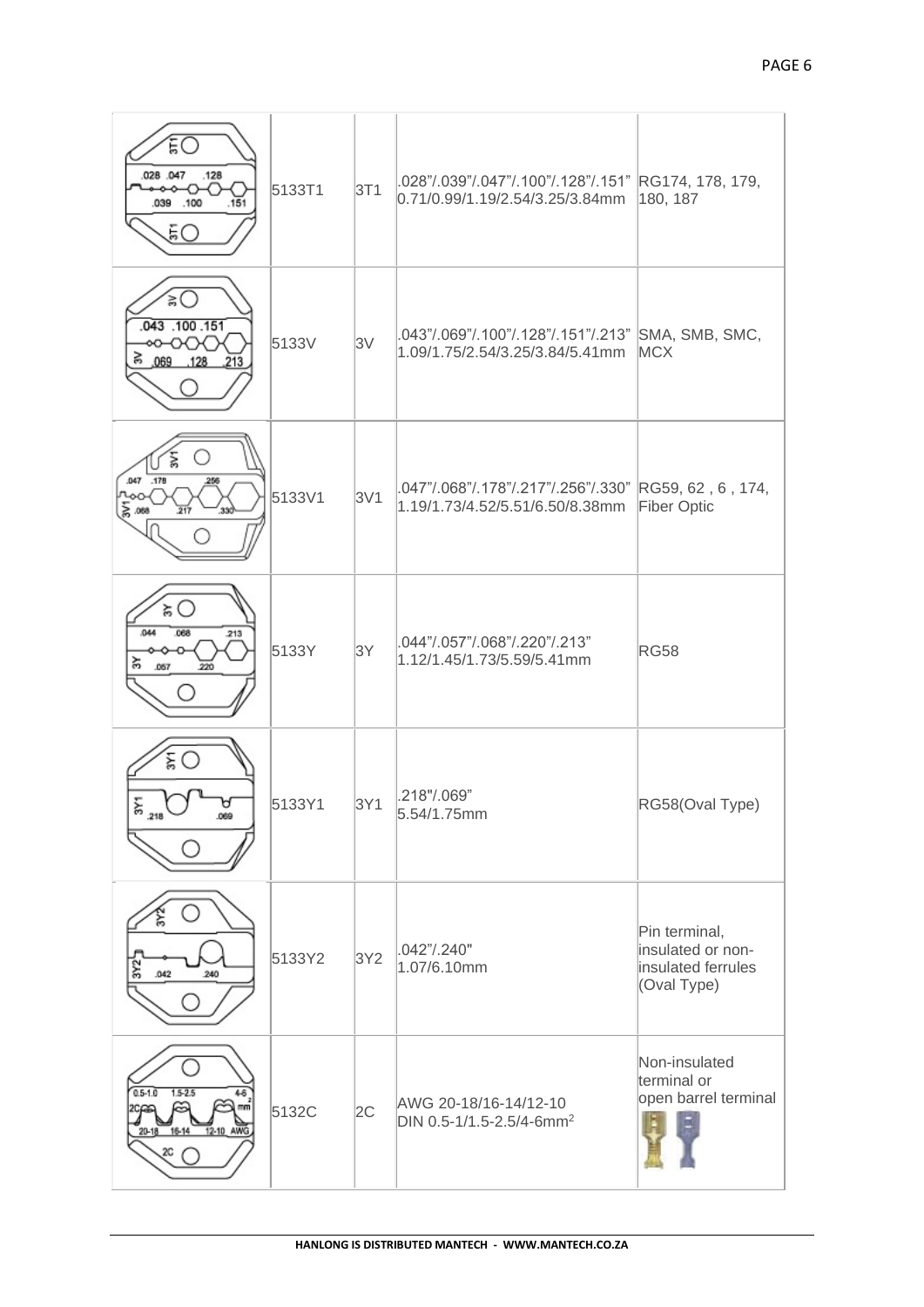| | | | | |
|---|---|---|---|---|
| | 5133T1 | 3T1 | .028"/.039"/.047"/.100"/.128"/.151"<br>0.71/0.99/1.19/2.54/3.25/3.84mm | RG174, 178, 179, 180, 187 |
| | 5133V | 3V | .043"/.069"/.100"/.128"/.151"/.213"<br>1.09/1.75/2.54/3.25/3.84/5.41mm | SMA, SMB, SMC, MCX |
| | 5133V1 | 3V1 | .047"/.068"/.178"/.217"/.256"/.330"<br>1.19/1.73/4.52/5.51/6.50/8.38mm | RG59, 62 , 6 , 174, Fiber Optic |
| | 5133Y | 3Y | .044"/.057"/.068"/.220"/.213"<br>1.12/1.45/1.73/5.59/5.41mm | RG58 |
| | 5133Y1 | 3Y1 | .218"/.069"<br>5.54/1.75mm | RG58(Oval Type) |
| | 5133Y2 | 3Y2 | .042"/.240"<br>1.07/6.10mm | Pin terminal, insulated or non-insulated ferrules (Oval Type) |
| | 5132C | 2C | AWG 20-18/16-14/12-10<br>DIN 0.5-1/1.5-2.5/4-6mm$^2$ | Non-insulated terminal or open barrel terminal |

HANLONG IS DISTRIBUTED MANTECH - WWW.MANTECH.CO.ZA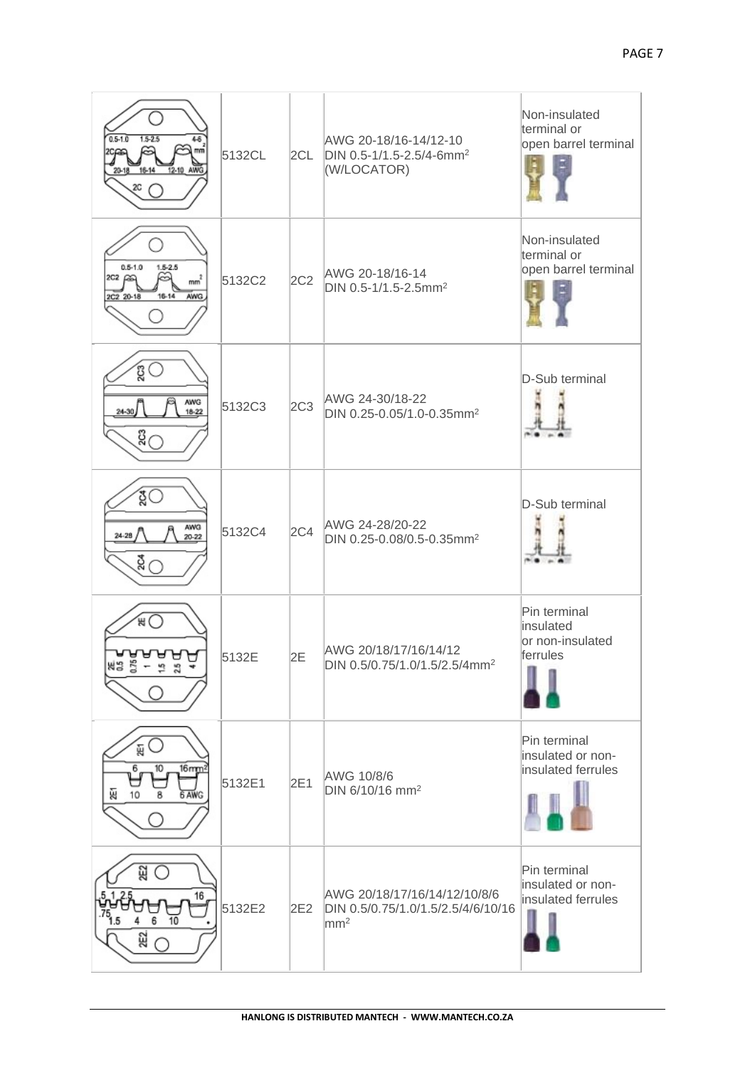| | | | | |
|---|---|---|---|---|
| | 5132CL | 2CL | AWG 20-18/16-14/12-10 DIN 0.5-1/1.5-2.5/4-6mm$^2$ (W/LOCATOR) | Non-insulated terminal or open barrel terminal |
| | 5132C2 | 2C2 | AWG 20-18/16-14 DIN 0.5-1/1.5-2.5mm$^2$ | Non-insulated terminal or open barrel terminal |
| | 5132C3 | 2C3 | AWG 24-30/18-22 DIN 0.25-0.05/1.0-0.35mm$^2$ | D-Sub terminal |
| | 5132C4 | 2C4 | AWG 24-28/20-22 DIN 0.25-0.08/0.5-0.35mm$^2$ | D-Sub terminal |
| | 5132E | 2E | AWG 20/18/17/16/14/12 DIN 0.5/0.75/1.0/1.5/2.5/4mm$^2$ | Pin terminal insulated or non-insulated ferrules |
| | 5132E1 | 2E1 | AWG 10/8/6 DIN 6/10/16 mm$^2$ | Pin terminal insulated or non-insulated ferrules |
| | 5132E2 | 2E2 | AWG 20/18/17/16/14/12/10/8/6 DIN 0.5/0.75/1.0/1.5/2.5/4/6/10/16 mm$^2$ | Pin terminal insulated or non-insulated ferrules |

HANLONG IS DISTRIBUTED MANTECH - WWW.MANTECH.CO.ZA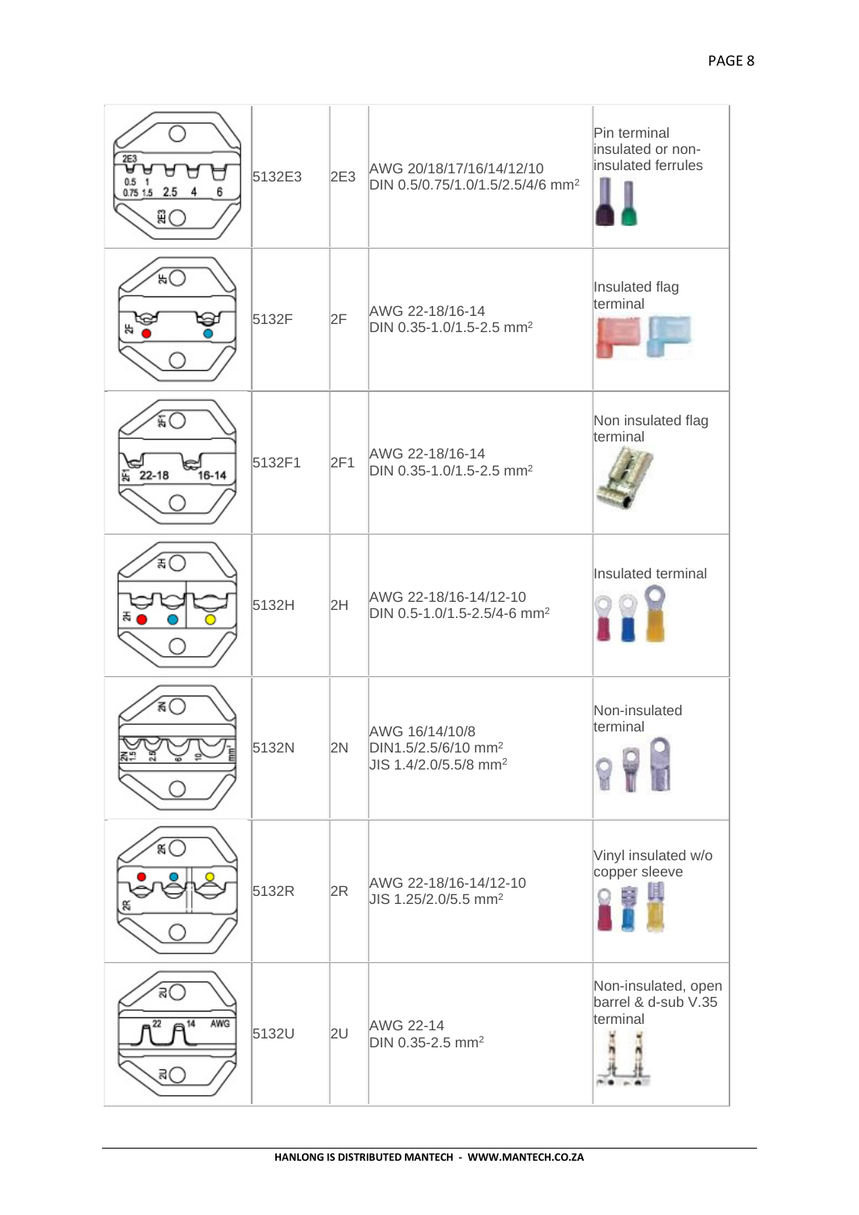|  | Model | Die | Capacity | Terminal type |
|---|---|---|---|---|
|  | 5132E3 | 2E3 | AWG 20/18/17/16/14/12/10<br>DIN 0.5/0.75/1.0/1.5/2.5/4/6 mm$^2$ | Pin terminal insulated or non-insulated ferrules |
|  | 5132F | 2F | AWG 22-18/16-14<br>DIN 0.35-1.0/1.5-2.5 mm$^2$ | Insulated flag terminal |
|  | 5132F1 | 2F1 | AWG 22-18/16-14<br>DIN 0.35-1.0/1.5-2.5 mm$^2$ | Non insulated flag terminal |
|  | 5132H | 2H | AWG 22-18/16-14/12-10<br>DIN 0.5-1.0/1.5-2.5/4-6 mm$^2$ | Insulated terminal |
|  | 5132N | 2N | AWG 16/14/10/8<br>DIN1.5/2.5/6/10 mm$^2$<br>JIS 1.4/2.0/5.5/8 mm$^2$ | Non-insulated terminal |
|  | 5132R | 2R | AWG 22-18/16-14/12-10<br>JIS 1.25/2.0/5.5 mm$^2$ | Vinyl insulated w/o copper sleeve |
|  | 5132U | 2U | AWG 22-14<br>DIN 0.35-2.5 mm$^2$ | Non-insulated, open barrel & d-sub V.35 terminal |

HANLONG IS DISTRIBUTED MANTECH - WWW.MANTECH.CO.ZA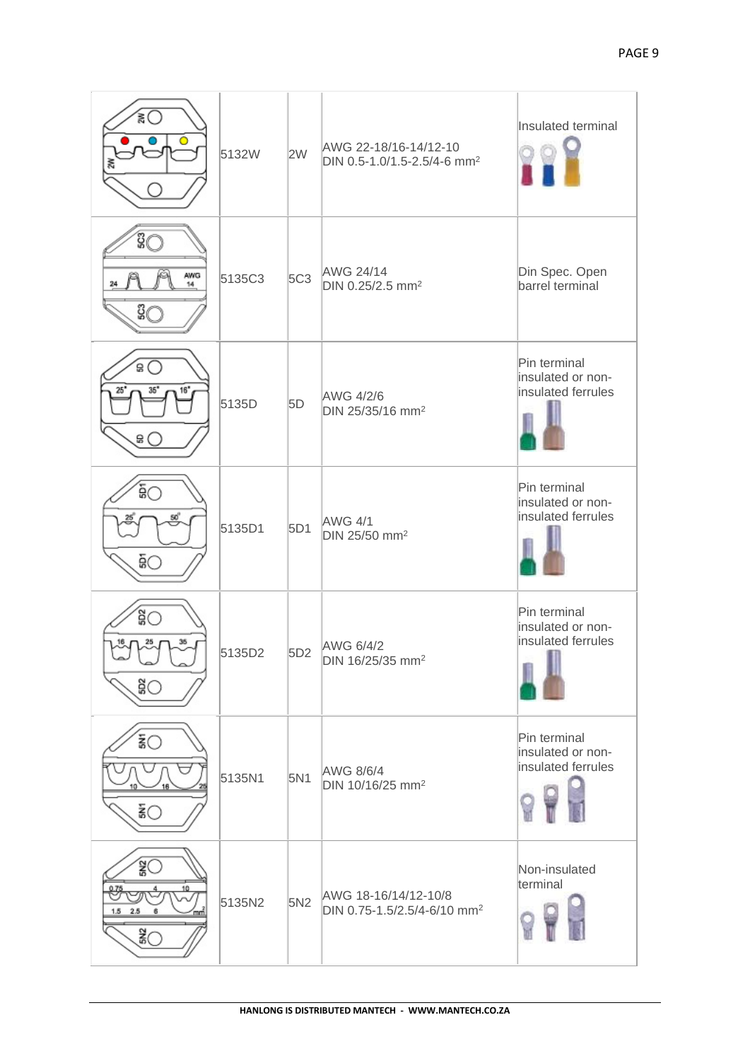| | | | | |
|---|---|---|---|---|
| | 5132W | 2W | AWG 22-18/16-14/12-10<br>DIN 0.5-1.0/1.5-2.5/4-6 mm² | Insulated terminal |
| | 5135C3 | 5C3 | AWG 24/14<br>DIN 0.25/2.5 mm² | Din Spec. Open barrel terminal |
| | 5135D | 5D | AWG 4/2/6<br>DIN 25/35/16 mm² | Pin terminal insulated or non-insulated ferrules |
| | 5135D1 | 5D1 | AWG 4/1<br>DIN 25/50 mm² | Pin terminal insulated or non-insulated ferrules |
| | 5135D2 | 5D2 | AWG 6/4/2<br>DIN 16/25/35 mm² | Pin terminal insulated or non-insulated ferrules |
| | 5135N1 | 5N1 | AWG 8/6/4<br>DIN 10/16/25 mm² | Pin terminal insulated or non-insulated ferrules |
| | 5135N2 | 5N2 | AWG 18-16/14/12-10/8<br>DIN 0.75-1.5/2.5/4-6/10 mm² | Non-insulated terminal |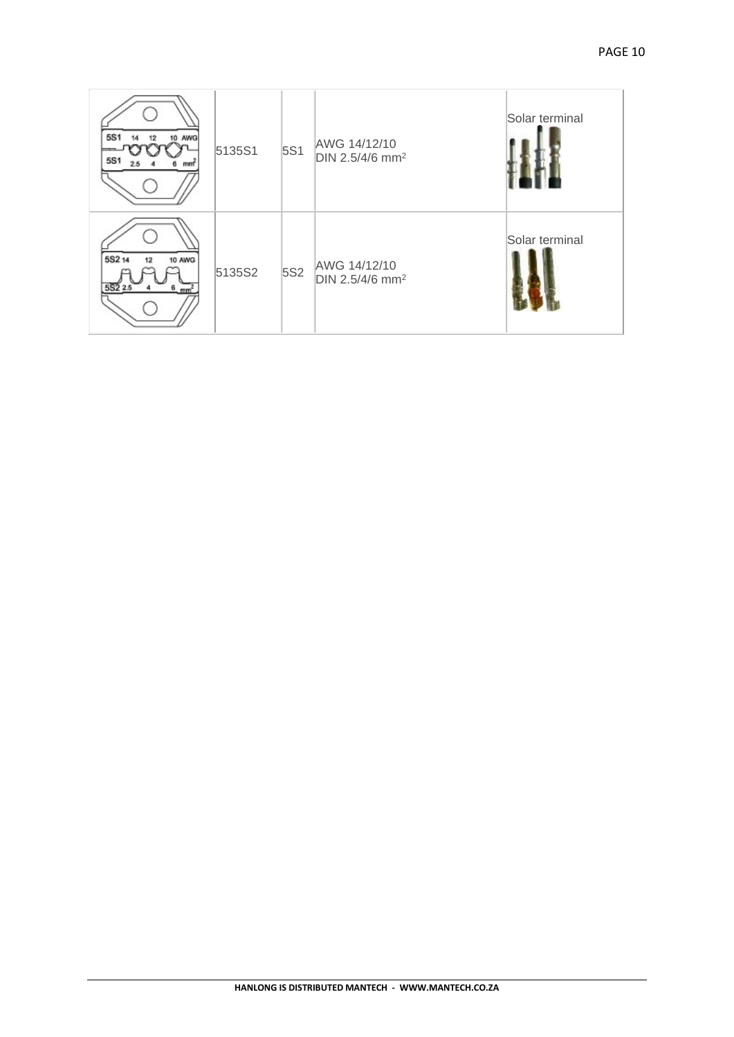| | | | | |
|---|---|---|---|---|
| | 5135S1 | 5S1 | AWG 14/12/10<br>DIN 2.5/4/6 $mm^2$ | Solar terminal |
| | 5135S2 | 5S2 | AWG 14/12/10<br>DIN 2.5/4/6 $mm^2$ | Solar terminal |